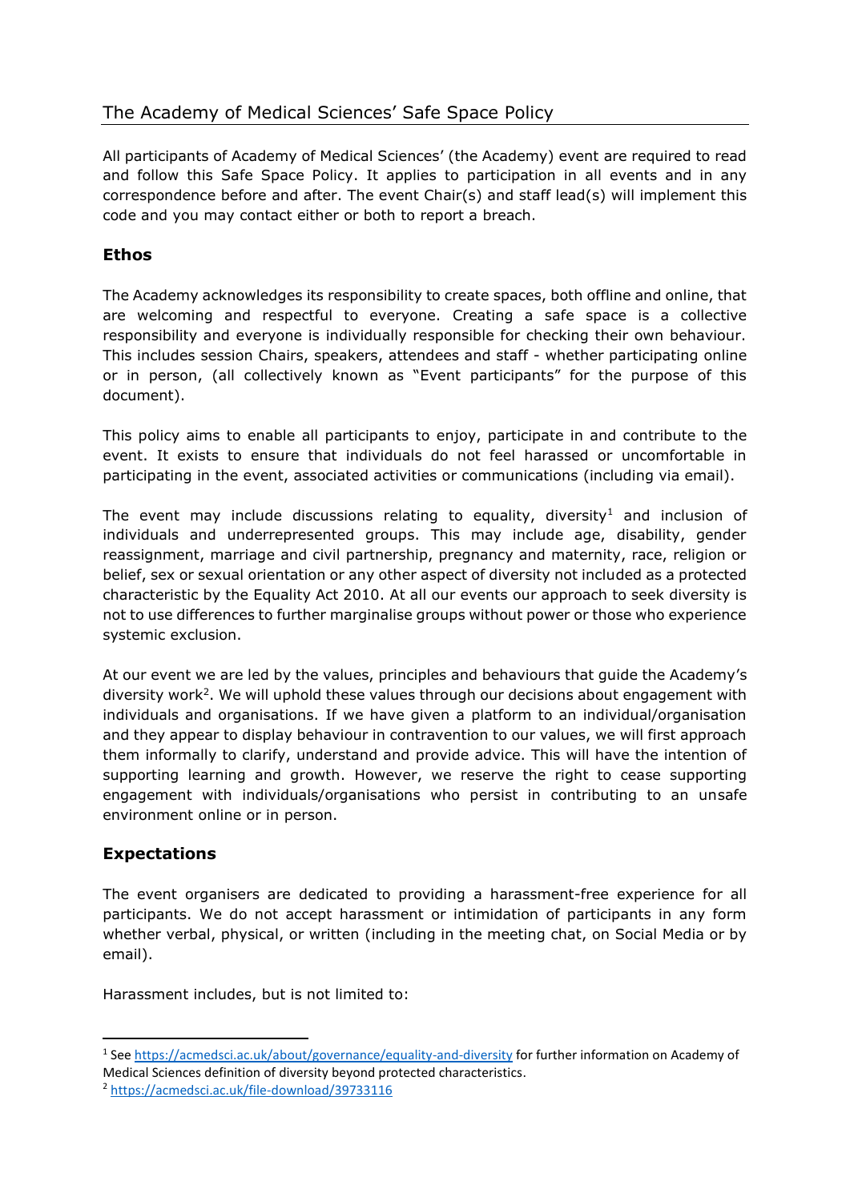# The Academy of Medical Sciences' Safe Space Policy

All participants of Academy of Medical Sciences' (the Academy) event are required to read and follow this Safe Space Policy. It applies to participation in all events and in any correspondence before and after. The event Chair(s) and staff lead(s) will implement this code and you may contact either or both to report a breach.

## Ethos

The Academy acknowledges its responsibility to create spaces, both offline and online, that are welcoming and respectful to everyone. Creating a safe space is a collective responsibility and everyone is individually responsible for checking their own behaviour. This includes session Chairs, speakers, attendees and staff - whether participating online or in person, (all collectively known as "Event participants" for the purpose of this document).

This policy aims to enable all participants to enjoy, participate in and contribute to the event. It exists to ensure that individuals do not feel harassed or uncomfortable in participating in the event, associated activities or communications (including via email).

The event may include discussions relating to equality, diversity[1] and inclusion of individuals and underrepresented groups. This may include age, disability, gender reassignment, marriage and civil partnership, pregnancy and maternity, race, religion or belief, sex or sexual orientation or any other aspect of diversity not included as a protected characteristic by the Equality Act 2010. At all our events our approach to seek diversity is not to use differences to further marginalise groups without power or those who experience systemic exclusion.

At our event we are led by the values, principles and behaviours that guide the Academy's diversity work[2]. We will uphold these values through our decisions about engagement with individuals and organisations. If we have given a platform to an individual/organisation and they appear to display behaviour in contravention to our values, we will first approach them informally to clarify, understand and provide advice. This will have the intention of supporting learning and growth. However, we reserve the right to cease supporting engagement with individuals/organisations who persist in contributing to an unsafe environment online or in person.

## Expectations

The event organisers are dedicated to providing a harassment-free experience for all participants. We do not accept harassment or intimidation of participants in any form whether verbal, physical, or written (including in the meeting chat, on Social Media or by email).

Harassment includes, but is not limited to:

---

[1] See https://acmedsci.ac.uk/about/governance/equality-and-diversity for further information on Academy of Medical Sciences definition of diversity beyond protected characteristics.

[2] https://acmedsci.ac.uk/file-download/39733116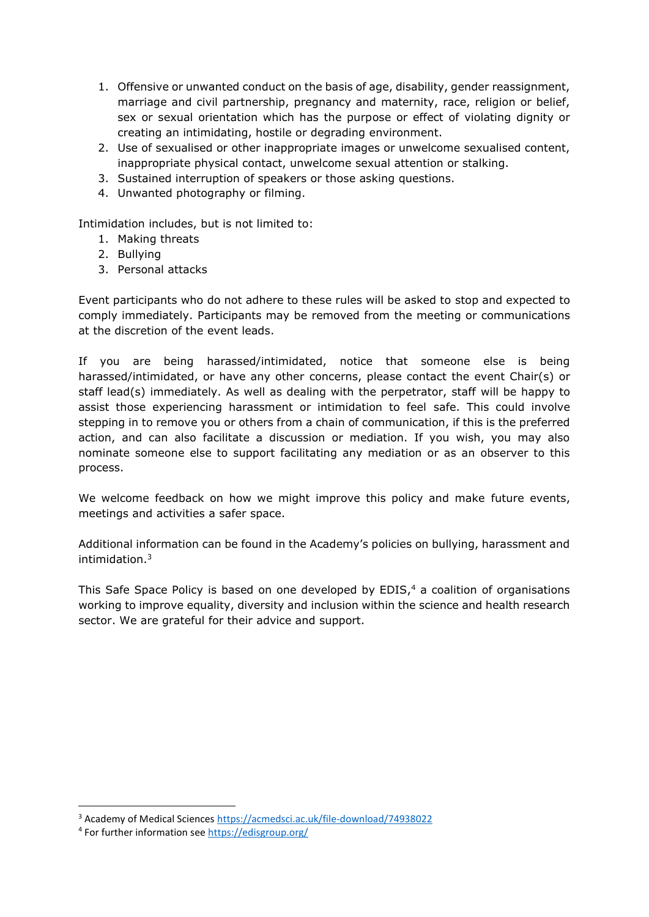1. Offensive or unwanted conduct on the basis of age, disability, gender reassignment, marriage and civil partnership, pregnancy and maternity, race, religion or belief, sex or sexual orientation which has the purpose or effect of violating dignity or creating an intimidating, hostile or degrading environment.
2. Use of sexualised or other inappropriate images or unwelcome sexualised content, inappropriate physical contact, unwelcome sexual attention or stalking.
3. Sustained interruption of speakers or those asking questions.
4. Unwanted photography or filming.

Intimidation includes, but is not limited to:

1. Making threats
2. Bullying
3. Personal attacks

Event participants who do not adhere to these rules will be asked to stop and expected to comply immediately. Participants may be removed from the meeting or communications at the discretion of the event leads.

If you are being harassed/intimidated, notice that someone else is being harassed/intimidated, or have any other concerns, please contact the event Chair(s) or staff lead(s) immediately. As well as dealing with the perpetrator, staff will be happy to assist those experiencing harassment or intimidation to feel safe. This could involve stepping in to remove you or others from a chain of communication, if this is the preferred action, and can also facilitate a discussion or mediation. If you wish, you may also nominate someone else to support facilitating any mediation or as an observer to this process.

We welcome feedback on how we might improve this policy and make future events, meetings and activities a safer space.

Additional information can be found in the Academy's policies on bullying, harassment and intimidation.[3]

This Safe Space Policy is based on one developed by EDIS,[4] a coalition of organisations working to improve equality, diversity and inclusion within the science and health research sector. We are grateful for their advice and support.

---

[3] Academy of Medical Sciences https://acmedsci.ac.uk/file-download/74938022

[4] For further information see https://edisgroup.org/